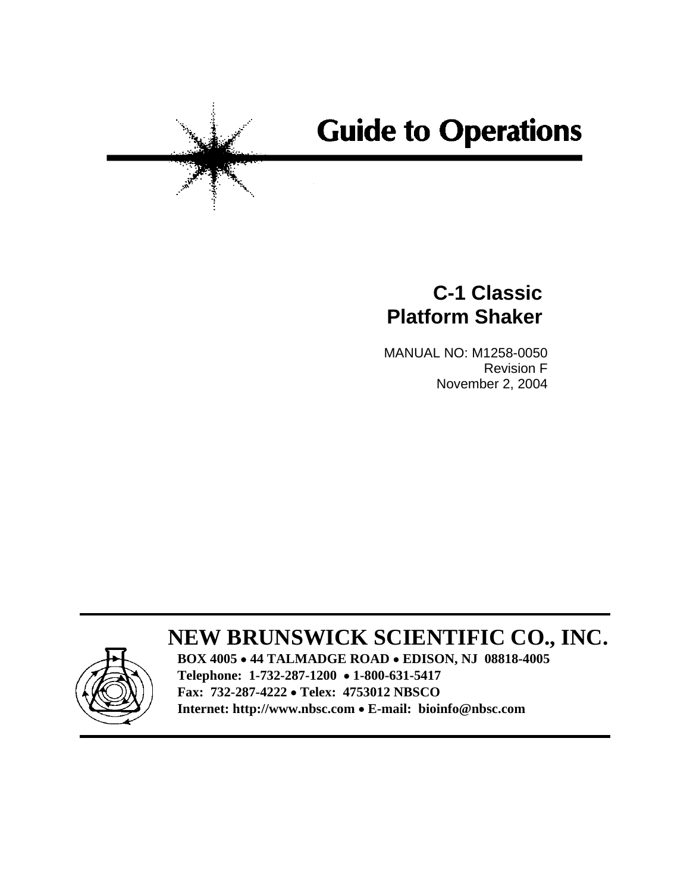# Guide to Operations

## C-1 Classic Platform Shaker

MANUAL NO: M1258-0050
Revision F
November 2, 2004

**NEW BRUNSWICK SCIENTIFIC CO., INC.**

**BOX 4005 • 44 TALMADGE ROAD • EDISON, NJ 08818-4005**
**Telephone: 1-732-287-1200 • 1-800-631-5417**
**Fax: 732-287-4222 • Telex: 4753012 NBSCO**
**Internet: http://www.nbsc.com • E-mail: bioinfo@nbsc.com**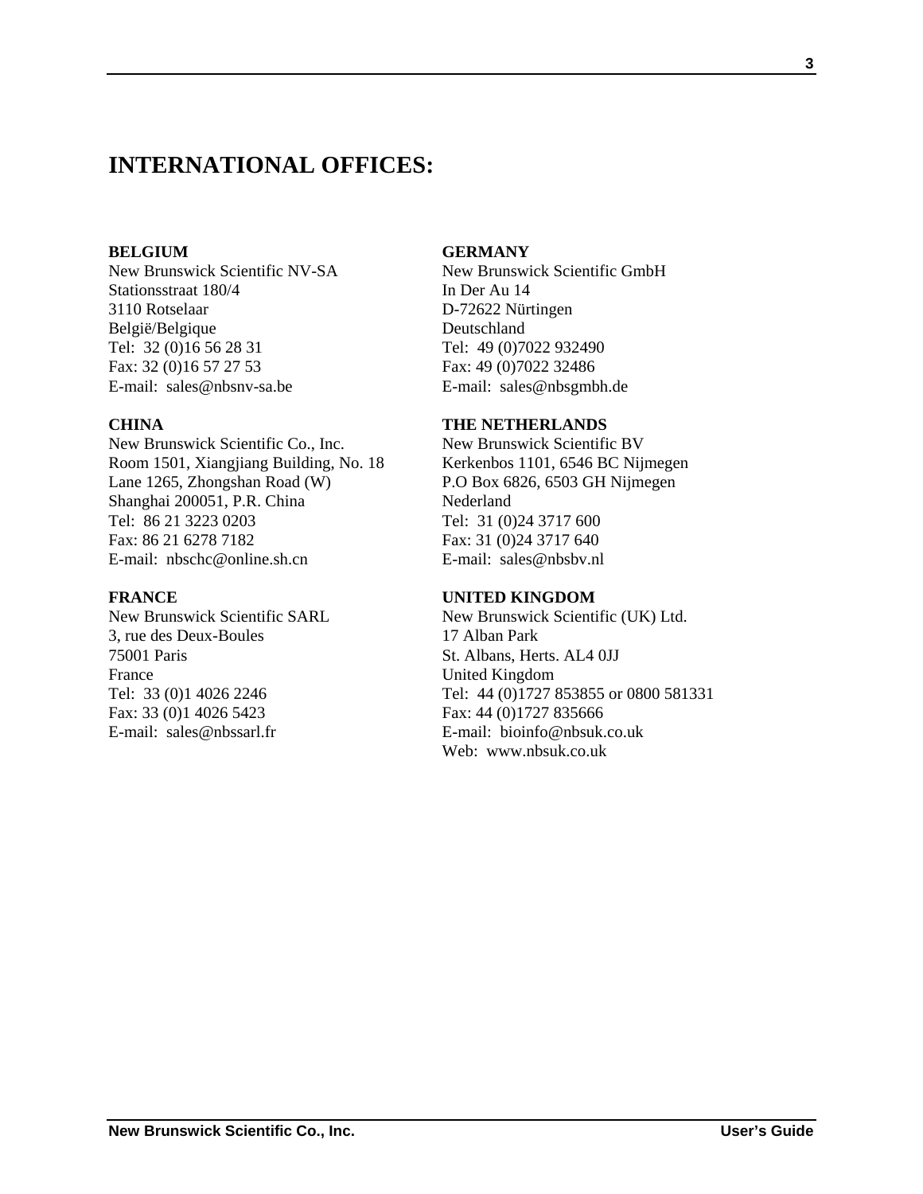# INTERNATIONAL OFFICES:

**BELGIUM**
New Brunswick Scientific NV-SA
Stationsstraat 180/4
3110 Rotselaar
België/Belgique
Tel: 32 (0)16 56 28 31
Fax: 32 (0)16 57 27 53
E-mail: sales@nbsnv-sa.be

**CHINA**
New Brunswick Scientific Co., Inc.
Room 1501, Xiangjiang Building, No. 18
Lane 1265, Zhongshan Road (W)
Shanghai 200051, P.R. China
Tel: 86 21 3223 0203
Fax: 86 21 6278 7182
E-mail: nbschc@online.sh.cn

**FRANCE**
New Brunswick Scientific SARL
3, rue des Deux-Boules
75001 Paris
France
Tel: 33 (0)1 4026 2246
Fax: 33 (0)1 4026 5423
E-mail: sales@nbssarl.fr

**GERMANY**
New Brunswick Scientific GmbH
In Der Au 14
D-72622 Nürtingen
Deutschland
Tel: 49 (0)7022 932490
Fax: 49 (0)7022 32486
E-mail: sales@nbsgmbh.de

**THE NETHERLANDS**
New Brunswick Scientific BV
Kerkenbos 1101, 6546 BC Nijmegen
P.O Box 6826, 6503 GH Nijmegen
Nederland
Tel: 31 (0)24 3717 600
Fax: 31 (0)24 3717 640
E-mail: sales@nbsbv.nl

**UNITED KINGDOM**
New Brunswick Scientific (UK) Ltd.
17 Alban Park
St. Albans, Herts. AL4 0JJ
United Kingdom
Tel: 44 (0)1727 853855 or 0800 581331
Fax: 44 (0)1727 835666
E-mail: bioinfo@nbsuk.co.uk
Web: www.nbsuk.co.uk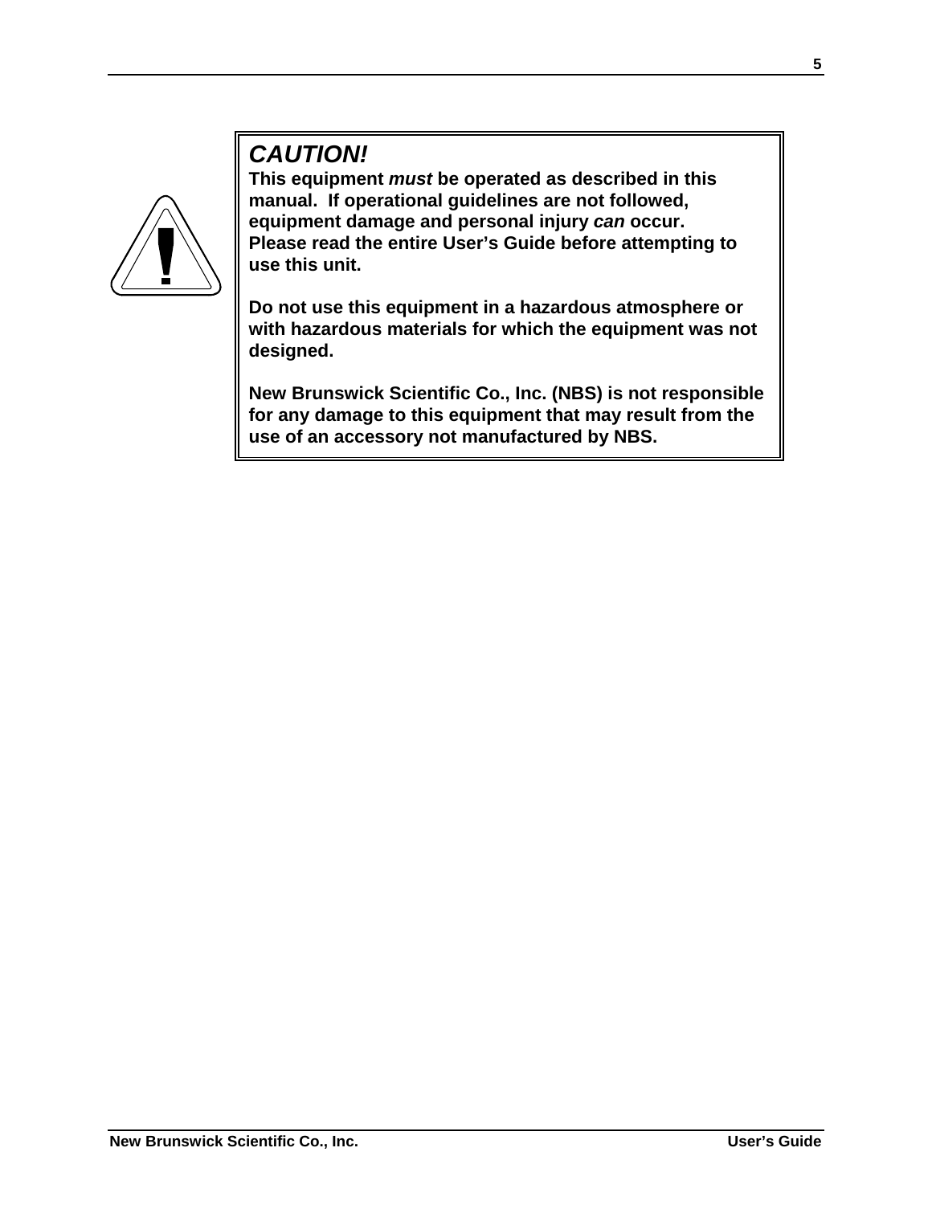***CAUTION!***

**This equipment *must* be operated as described in this manual. If operational guidelines are not followed, equipment damage and personal injury *can* occur. Please read the entire User's Guide before attempting to use this unit.**

**Do not use this equipment in a hazardous atmosphere or with hazardous materials for which the equipment was not designed.**

**New Brunswick Scientific Co., Inc. (NBS) is not responsible for any damage to this equipment that may result from the use of an accessory not manufactured by NBS.**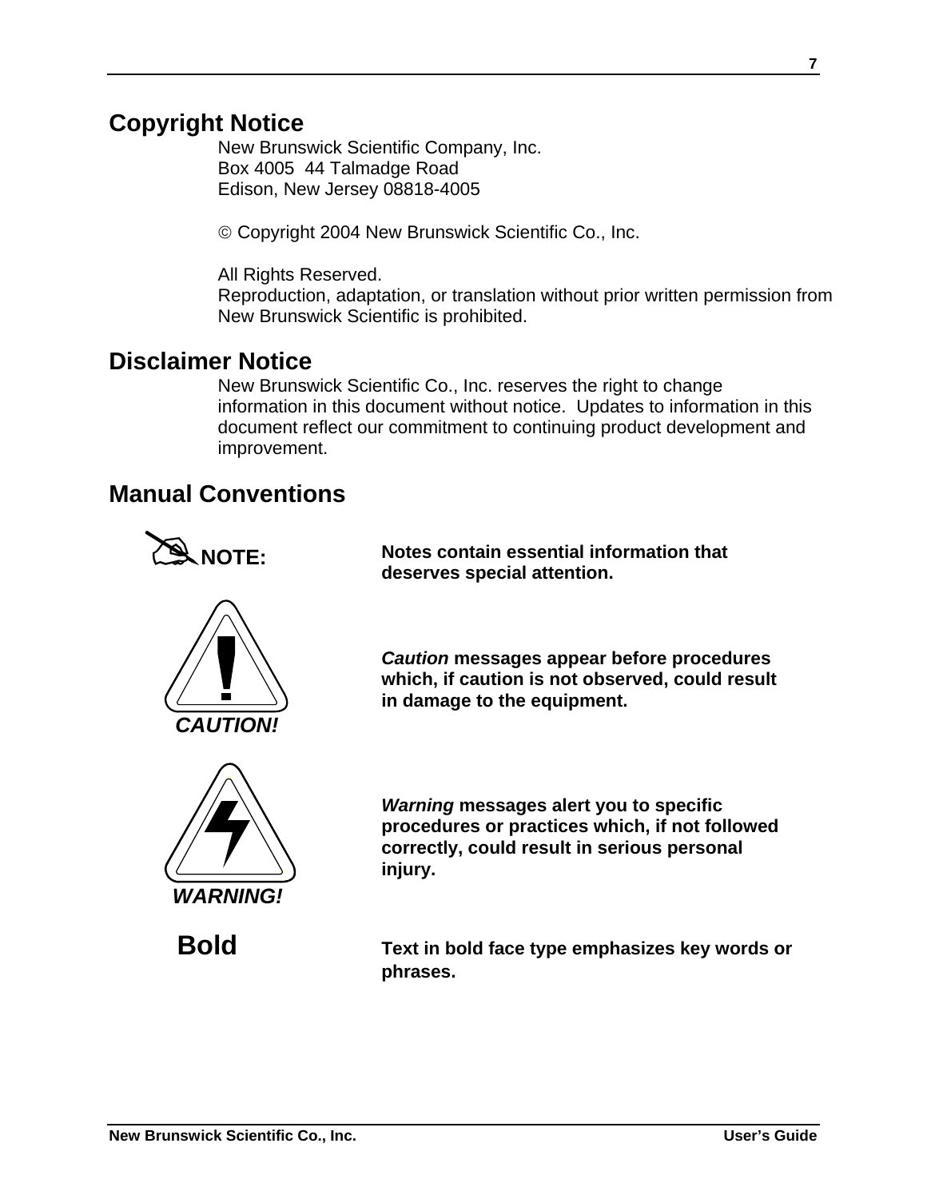## Copyright Notice

New Brunswick Scientific Company, Inc.
Box 4005  44 Talmadge Road
Edison, New Jersey 08818-4005

© Copyright 2004 New Brunswick Scientific Co., Inc.

All Rights Reserved.
Reproduction, adaptation, or translation without prior written permission from New Brunswick Scientific is prohibited.

## Disclaimer Notice

New Brunswick Scientific Co., Inc. reserves the right to change information in this document without notice.  Updates to information in this document reflect our commitment to continuing product development and improvement.

## Manual Conventions

| | |
|---|---|
| **NOTE:** | **Notes contain essential information that deserves special attention.** |
| ***CAUTION!*** | ***Caution*** **messages appear before procedures which, if caution is not observed, could result in damage to the equipment.** |
| ***WARNING!*** | ***Warning*** **messages alert you to specific procedures or practices which, if not followed correctly, could result in serious personal injury.** |
| **Bold** | **Text in bold face type emphasizes key words or phrases.** |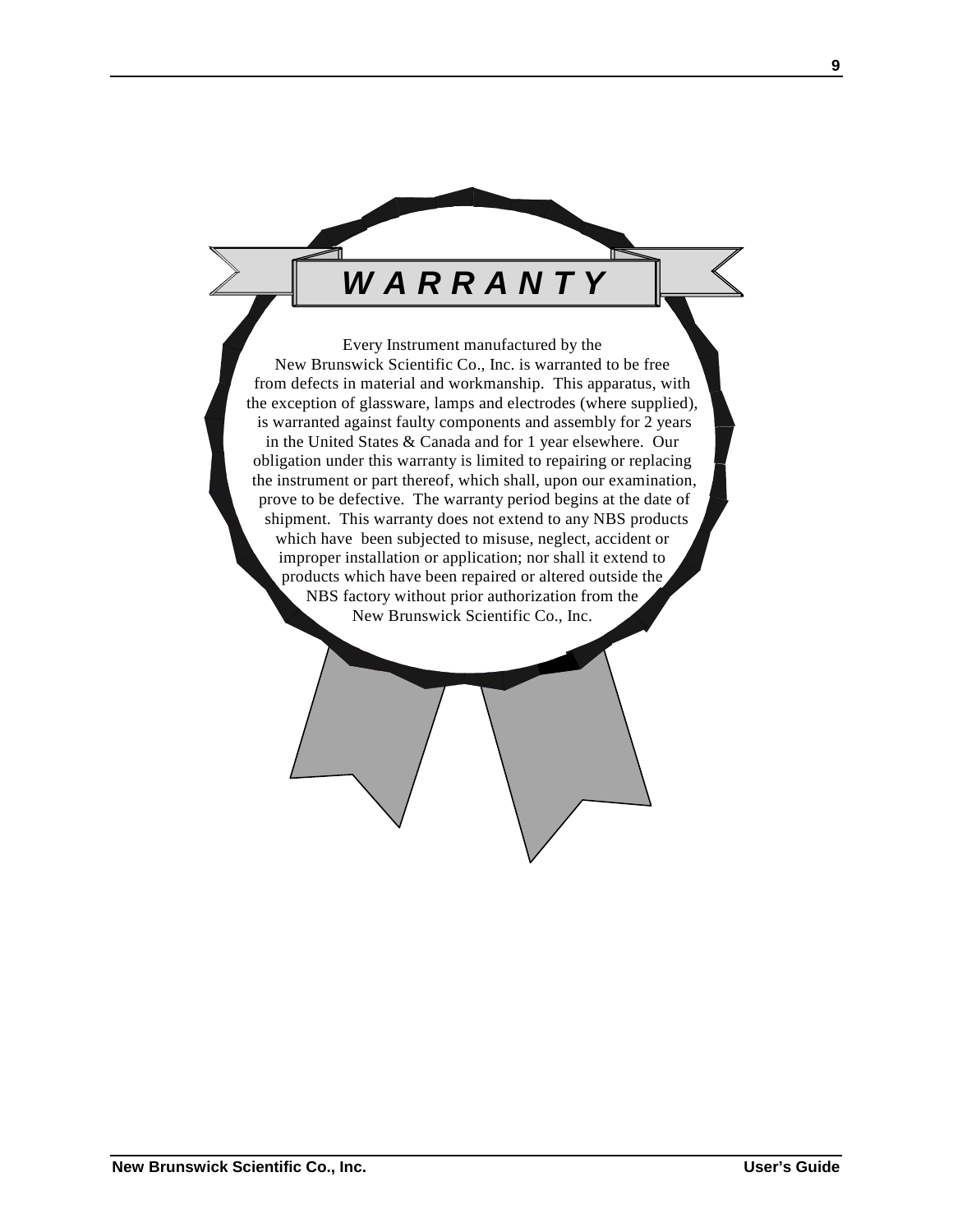# *WARRANTY*

Every Instrument manufactured by the New Brunswick Scientific Co., Inc. is warranted to be free from defects in material and workmanship. This apparatus, with the exception of glassware, lamps and electrodes (where supplied), is warranted against faulty components and assembly for 2 years in the United States & Canada and for 1 year elsewhere. Our obligation under this warranty is limited to repairing or replacing the instrument or part thereof, which shall, upon our examination, prove to be defective. The warranty period begins at the date of shipment. This warranty does not extend to any NBS products which have been subjected to misuse, neglect, accident or improper installation or application; nor shall it extend to products which have been repaired or altered outside the NBS factory without prior authorization from the New Brunswick Scientific Co., Inc.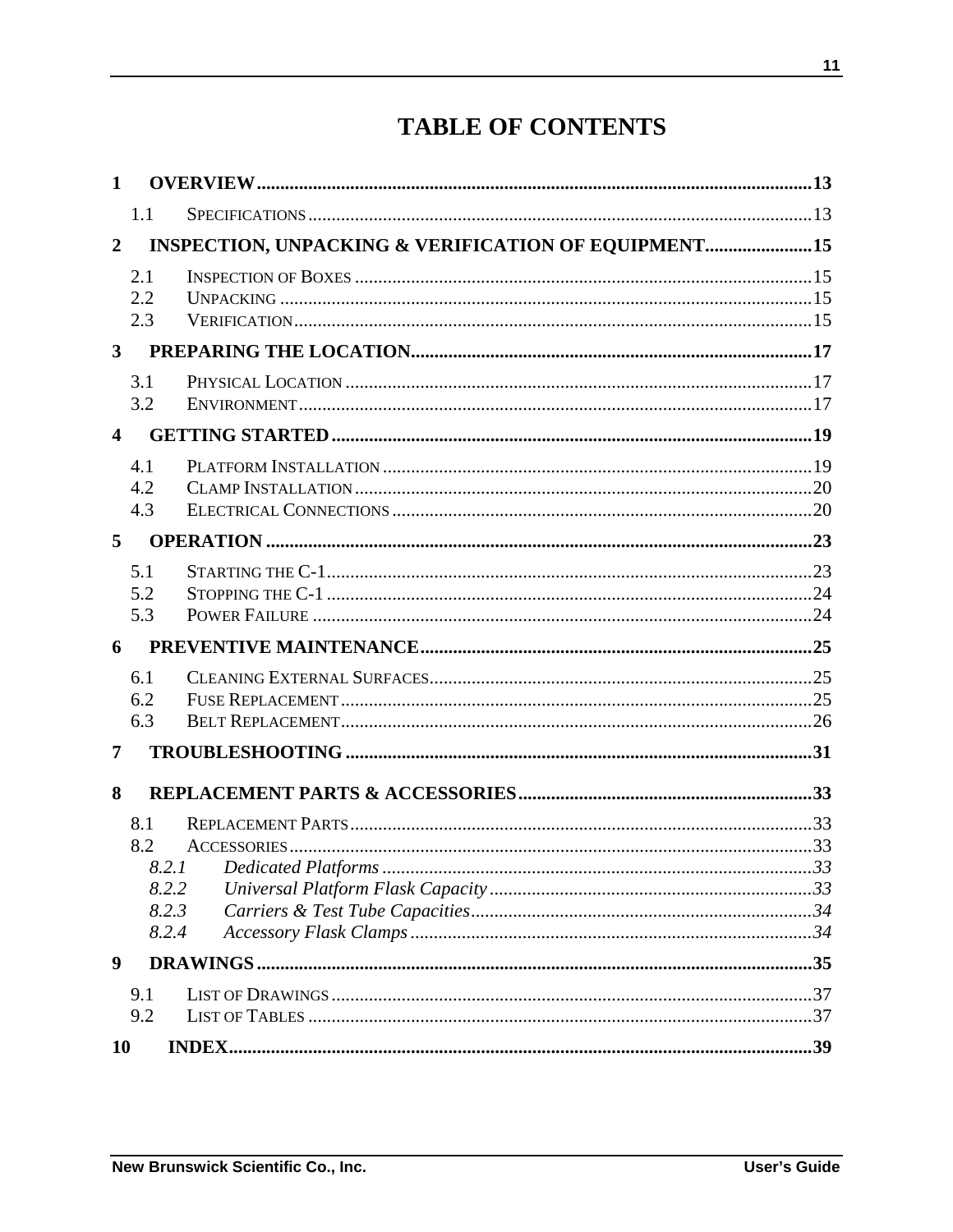# TABLE OF CONTENTS

**1 OVERVIEW** ........................................ **13**

- 1.1 SPECIFICATIONS ........................................ 13

**2 INSPECTION, UNPACKING & VERIFICATION OF EQUIPMENT** ........................................ **15**

- 2.1 INSPECTION OF BOXES ........................................ 15
- 2.2 UNPACKING ........................................ 15
- 2.3 VERIFICATION ........................................ 15

**3 PREPARING THE LOCATION** ........................................ **17**

- 3.1 PHYSICAL LOCATION ........................................ 17
- 3.2 ENVIRONMENT ........................................ 17

**4 GETTING STARTED** ........................................ **19**

- 4.1 PLATFORM INSTALLATION ........................................ 19
- 4.2 CLAMP INSTALLATION ........................................ 20
- 4.3 ELECTRICAL CONNECTIONS ........................................ 20

**5 OPERATION** ........................................ **23**

- 5.1 STARTING THE C-1 ........................................ 23
- 5.2 STOPPING THE C-1 ........................................ 24
- 5.3 POWER FAILURE ........................................ 24

**6 PREVENTIVE MAINTENANCE** ........................................ **25**

- 6.1 CLEANING EXTERNAL SURFACES ........................................ 25
- 6.2 FUSE REPLACEMENT ........................................ 25
- 6.3 BELT REPLACEMENT ........................................ 26

**7 TROUBLESHOOTING** ........................................ **31**

**8 REPLACEMENT PARTS & ACCESSORIES** ........................................ **33**

- 8.1 REPLACEMENT PARTS ........................................ 33
- 8.2 ACCESSORIES ........................................ 33
  - *8.2.1 Dedicated Platforms ........................................ 33*
  - *8.2.2 Universal Platform Flask Capacity ........................................ 33*
  - *8.2.3 Carriers & Test Tube Capacities ........................................ 34*
  - *8.2.4 Accessory Flask Clamps ........................................ 34*

**9 DRAWINGS** ........................................ **35**

- 9.1 LIST OF DRAWINGS ........................................ 37
- 9.2 LIST OF TABLES ........................................ 37

**10 INDEX** ........................................ **39**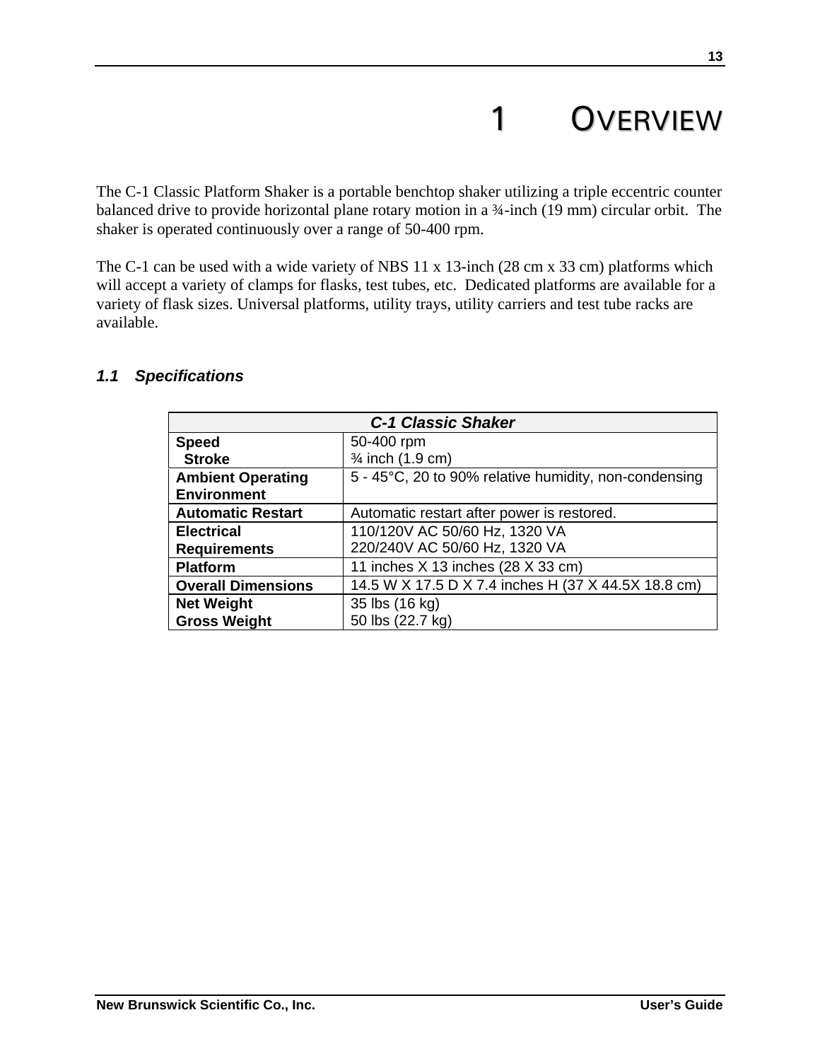# 1 OVERVIEW

The C-1 Classic Platform Shaker is a portable benchtop shaker utilizing a triple eccentric counter balanced drive to provide horizontal plane rotary motion in a ¾-inch (19 mm) circular orbit. The shaker is operated continuously over a range of 50-400 rpm.

The C-1 can be used with a wide variety of NBS 11 x 13-inch (28 cm x 33 cm) platforms which will accept a variety of clamps for flasks, test tubes, etc. Dedicated platforms are available for a variety of flask sizes. Universal platforms, utility trays, utility carriers and test tube racks are available.

## *1.1 Specifications*

| *C-1 Classic Shaker* | |
|---|---|
| **Speed**<br>**Stroke** | 50-400 rpm<br>¾ inch (1.9 cm) |
| **Ambient Operating Environment** | 5 - 45°C, 20 to 90% relative humidity, non-condensing |
| **Automatic Restart** | Automatic restart after power is restored. |
| **Electrical Requirements** | 110/120V AC 50/60 Hz, 1320 VA<br>220/240V AC 50/60 Hz, 1320 VA |
| **Platform** | 11 inches X 13 inches (28 X 33 cm) |
| **Overall Dimensions** | 14.5 W X 17.5 D X 7.4 inches H (37 X 44.5X 18.8 cm) |
| **Net Weight**<br>**Gross Weight** | 35 lbs (16 kg)<br>50 lbs (22.7 kg) |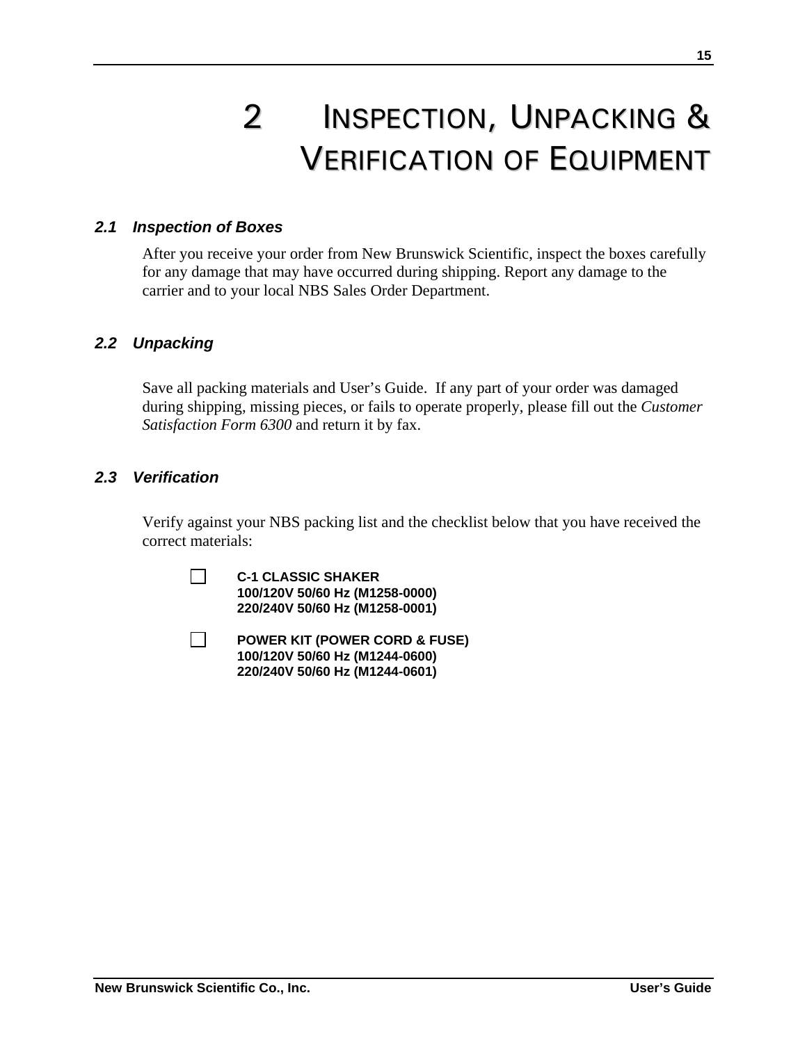# 2 INSPECTION, UNPACKING & VERIFICATION OF EQUIPMENT

## *2.1 Inspection of Boxes*

After you receive your order from New Brunswick Scientific, inspect the boxes carefully for any damage that may have occurred during shipping. Report any damage to the carrier and to your local NBS Sales Order Department.

## *2.2 Unpacking*

Save all packing materials and User's Guide. If any part of your order was damaged during shipping, missing pieces, or fails to operate properly, please fill out the *Customer Satisfaction Form 6300* and return it by fax.

## *2.3 Verification*

Verify against your NBS packing list and the checklist below that you have received the correct materials:

- ☐ **C-1 CLASSIC SHAKER**
  **100/120V 50/60 Hz (M1258-0000)**
  **220/240V 50/60 Hz (M1258-0001)**

- ☐ **POWER KIT (POWER CORD & FUSE)**
  **100/120V 50/60 Hz (M1244-0600)**
  **220/240V 50/60 Hz (M1244-0601)**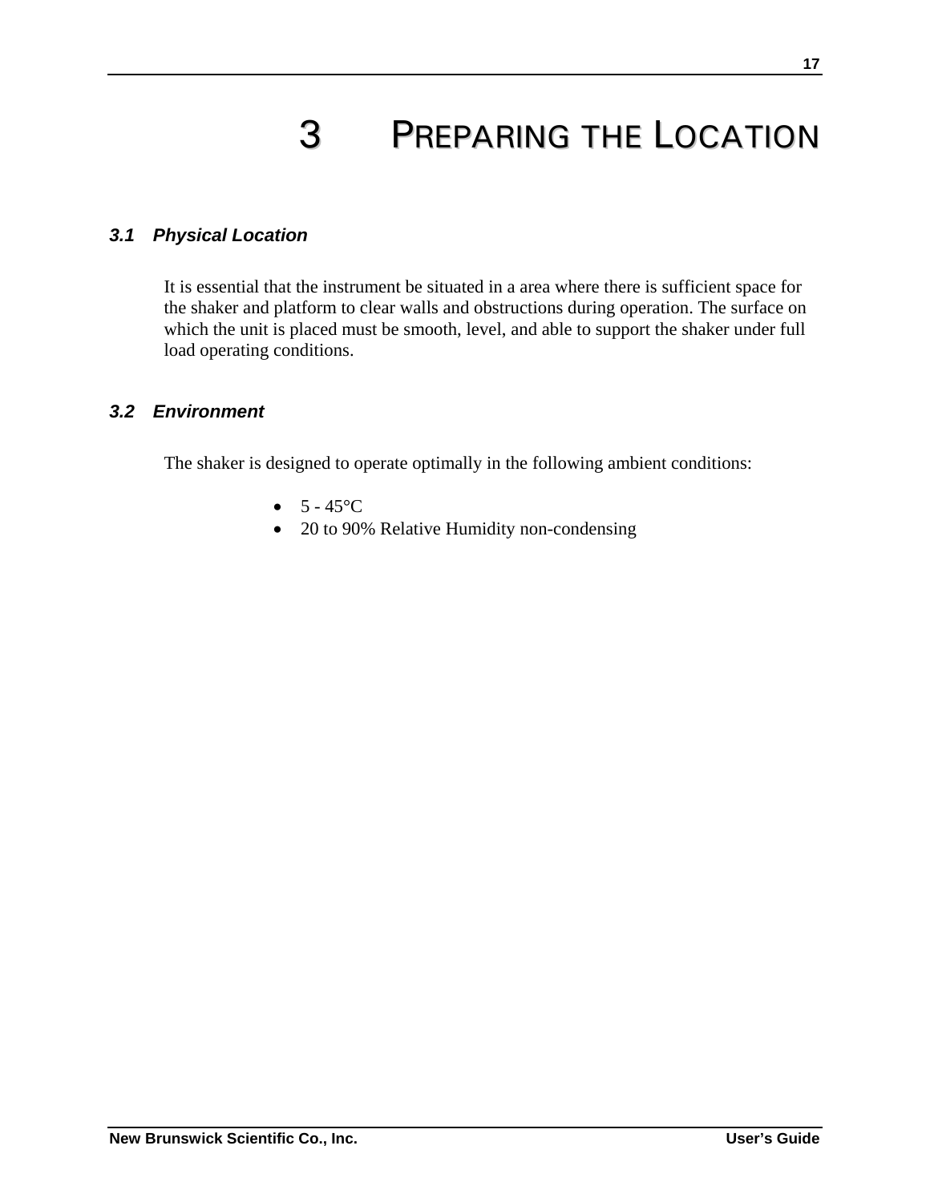# 3 Preparing the Location

### *3.1 Physical Location*

It is essential that the instrument be situated in a area where there is sufficient space for the shaker and platform to clear walls and obstructions during operation. The surface on which the unit is placed must be smooth, level, and able to support the shaker under full load operating conditions.

### *3.2 Environment*

The shaker is designed to operate optimally in the following ambient conditions:

- 5 - 45°C
- 20 to 90% Relative Humidity non-condensing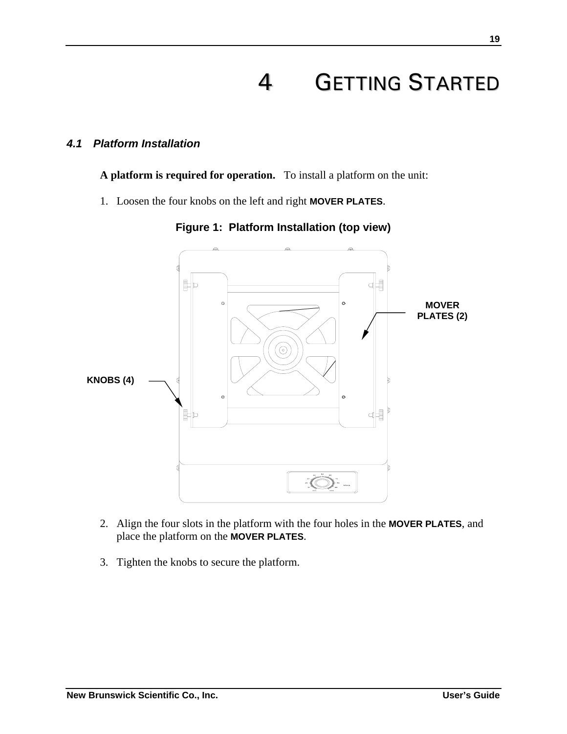# 4 GETTING STARTED

## 4.1 Platform Installation

**A platform is required for operation.** To install a platform on the unit:

1. Loosen the four knobs on the left and right **MOVER PLATES**.

**Figure 1: Platform Installation (top view)**

2. Align the four slots in the platform with the four holes in the **MOVER PLATES**, and place the platform on the **MOVER PLATES**.

3. Tighten the knobs to secure the platform.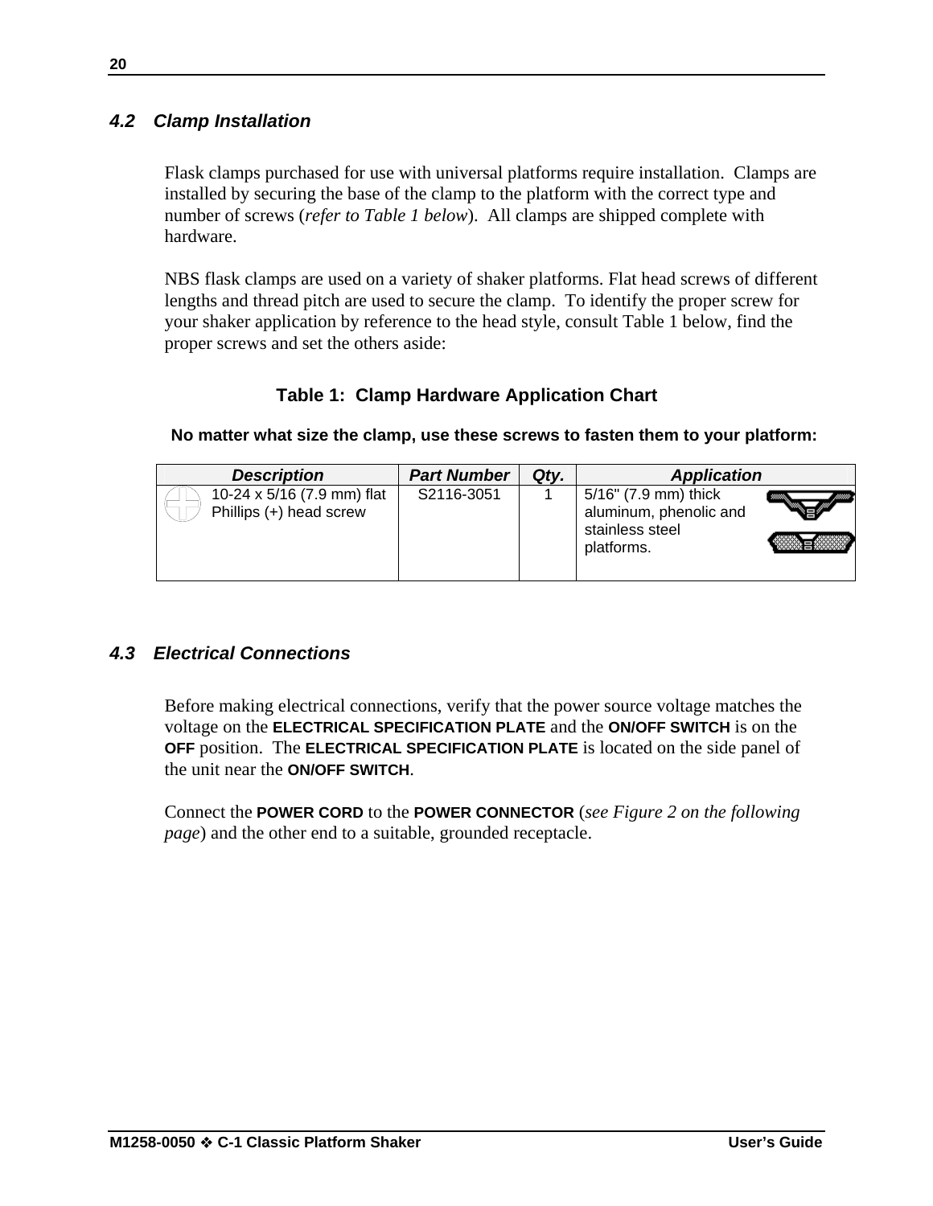## 4.2 Clamp Installation

Flask clamps purchased for use with universal platforms require installation. Clamps are installed by securing the base of the clamp to the platform with the correct type and number of screws (*refer to Table 1 below*). All clamps are shipped complete with hardware.

NBS flask clamps are used on a variety of shaker platforms. Flat head screws of different lengths and thread pitch are used to secure the clamp. To identify the proper screw for your shaker application by reference to the head style, consult Table 1 below, find the proper screws and set the others aside:

**Table 1: Clamp Hardware Application Chart**

**No matter what size the clamp, use these screws to fasten them to your platform:**

| Description | Part Number | Qty. | Application |
|---|---|---|---|
| 10-24 x 5/16 (7.9 mm) flat Phillips (+) head screw | S2116-3051 | 1 | 5/16" (7.9 mm) thick aluminum, phenolic and stainless steel platforms. |

## 4.3 Electrical Connections

Before making electrical connections, verify that the power source voltage matches the voltage on the **ELECTRICAL SPECIFICATION PLATE** and the **ON/OFF SWITCH** is on the **OFF** position. The **ELECTRICAL SPECIFICATION PLATE** is located on the side panel of the unit near the **ON/OFF SWITCH**.

Connect the **POWER CORD** to the **POWER CONNECTOR** (*see Figure 2 on the following page*) and the other end to a suitable, grounded receptacle.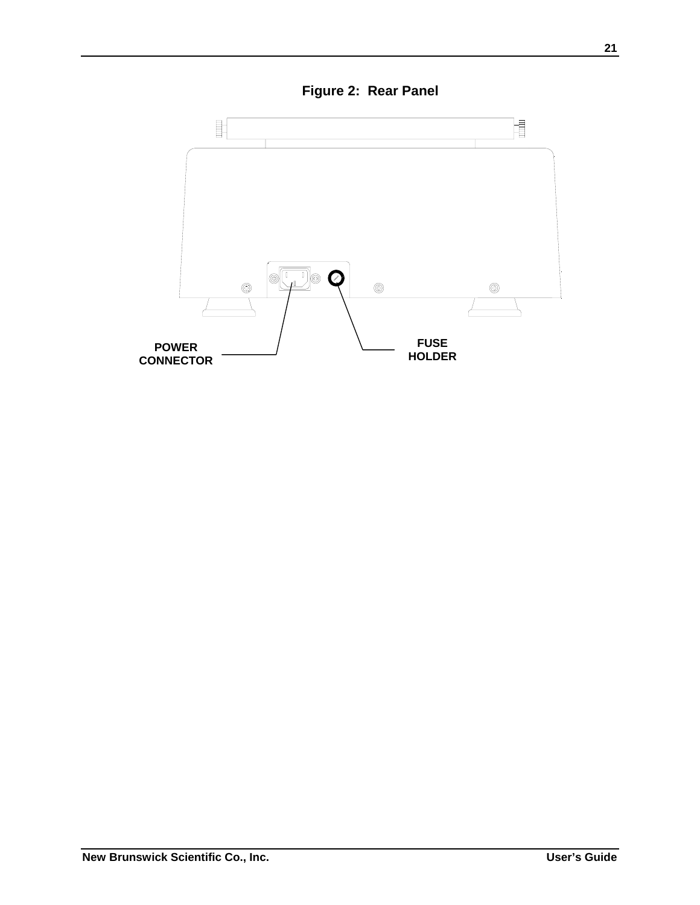**Figure 2: Rear Panel**

POWER CONNECTOR

FUSE HOLDER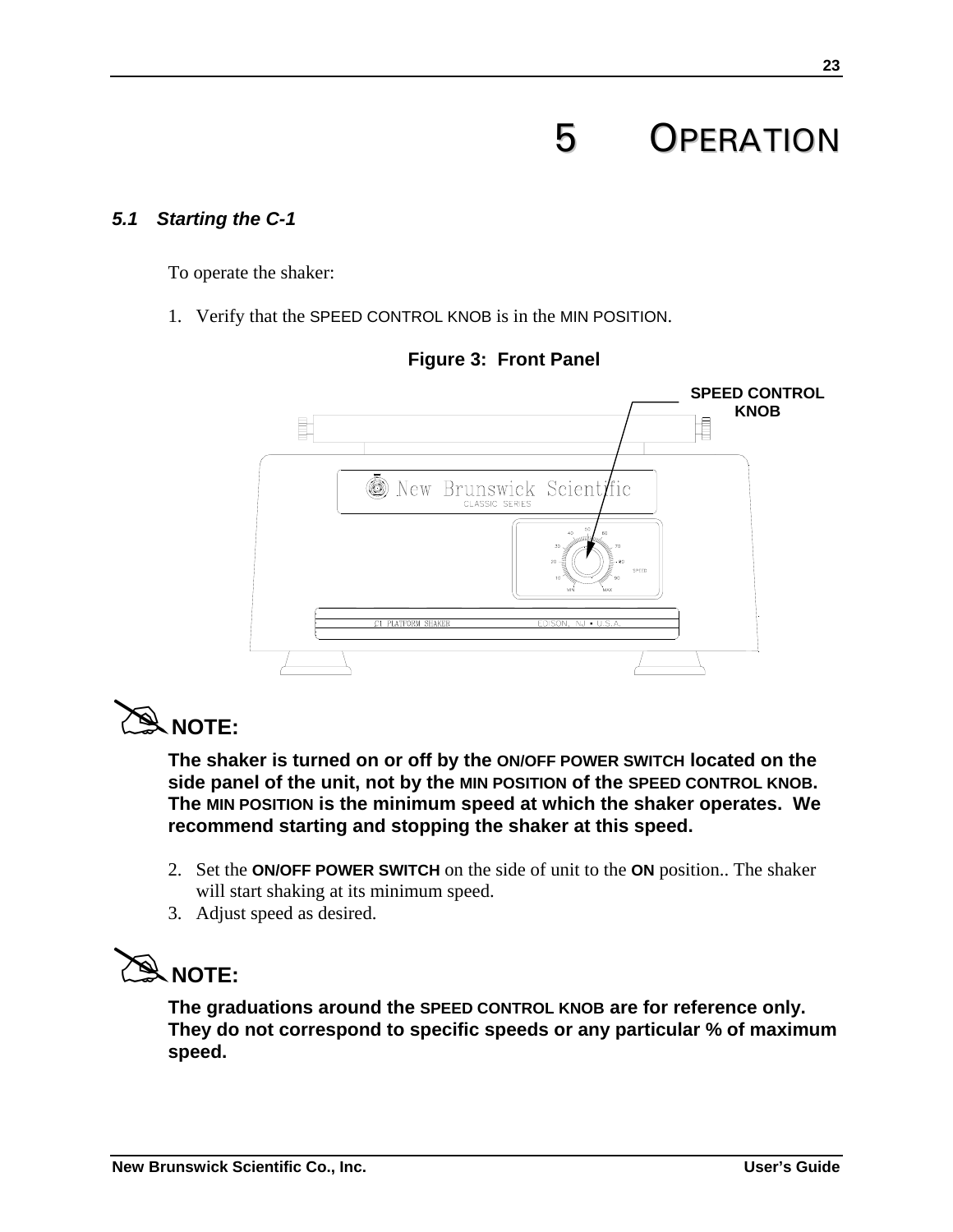# 5 OPERATION

### *5.1 Starting the C-1*

To operate the shaker:

1. Verify that the SPEED CONTROL KNOB is in the MIN POSITION.

**Figure 3: Front Panel**

**NOTE:**

**The shaker is turned on or off by the ON/OFF POWER SWITCH located on the side panel of the unit, not by the MIN POSITION of the SPEED CONTROL KNOB. The MIN POSITION is the minimum speed at which the shaker operates. We recommend starting and stopping the shaker at this speed.**

2. Set the **ON/OFF POWER SWITCH** on the side of unit to the **ON** position.. The shaker will start shaking at its minimum speed.
3. Adjust speed as desired.

**NOTE:**

**The graduations around the SPEED CONTROL KNOB are for reference only. They do not correspond to specific speeds or any particular % of maximum speed.**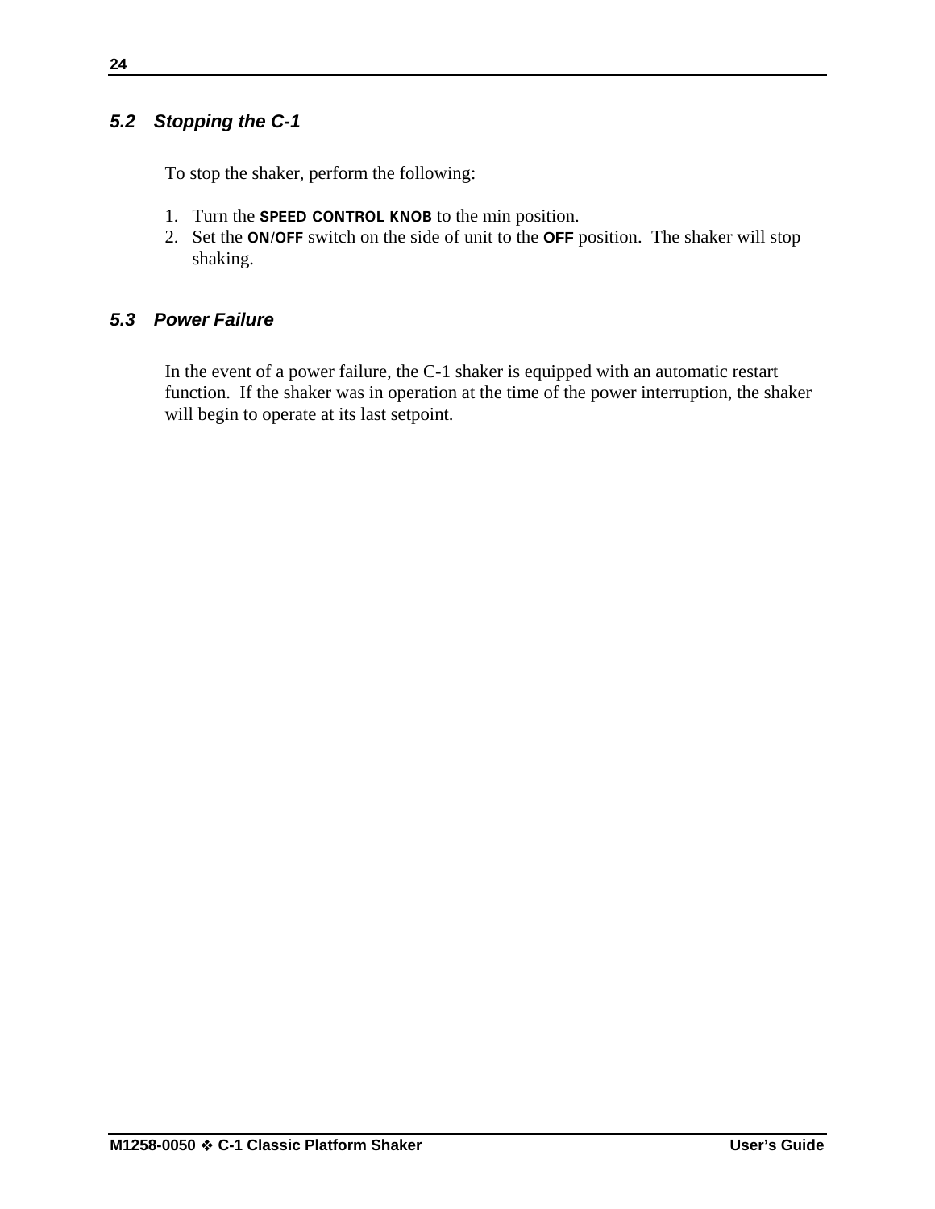### *5.2 Stopping the C-1*

To stop the shaker, perform the following:

1. Turn the **SPEED CONTROL KNOB** to the min position.
2. Set the **ON/OFF** switch on the side of unit to the **OFF** position. The shaker will stop shaking.

### *5.3 Power Failure*

In the event of a power failure, the C-1 shaker is equipped with an automatic restart function. If the shaker was in operation at the time of the power interruption, the shaker will begin to operate at its last setpoint.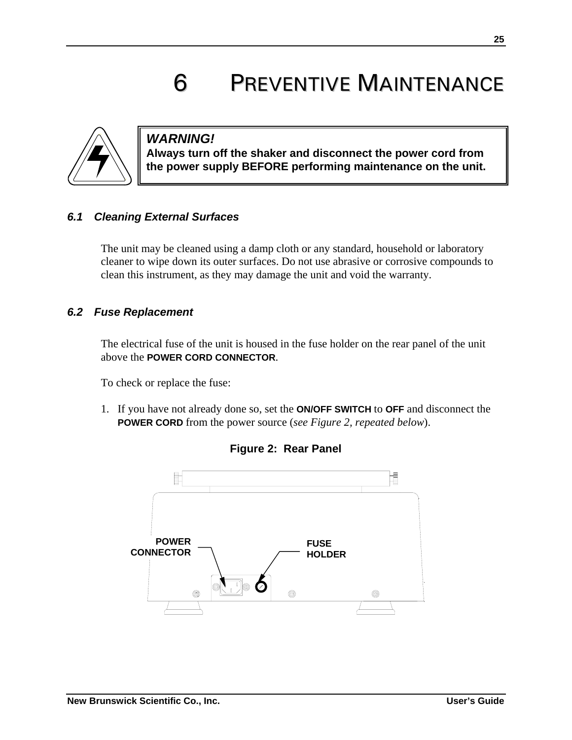# 6 PREVENTIVE MAINTENANCE

> **WARNING!**
> **Always turn off the shaker and disconnect the power cord from the power supply BEFORE performing maintenance on the unit.**

### *6.1 Cleaning External Surfaces*

The unit may be cleaned using a damp cloth or any standard, household or laboratory cleaner to wipe down its outer surfaces. Do not use abrasive or corrosive compounds to clean this instrument, as they may damage the unit and void the warranty.

### *6.2 Fuse Replacement*

The electrical fuse of the unit is housed in the fuse holder on the rear panel of the unit above the **POWER CORD CONNECTOR**.

To check or replace the fuse:

1. If you have not already done so, set the **ON/OFF SWITCH** to **OFF** and disconnect the **POWER CORD** from the power source (*see Figure 2, repeated below*).

**Figure 2: Rear Panel**

POWER CONNECTOR

FUSE HOLDER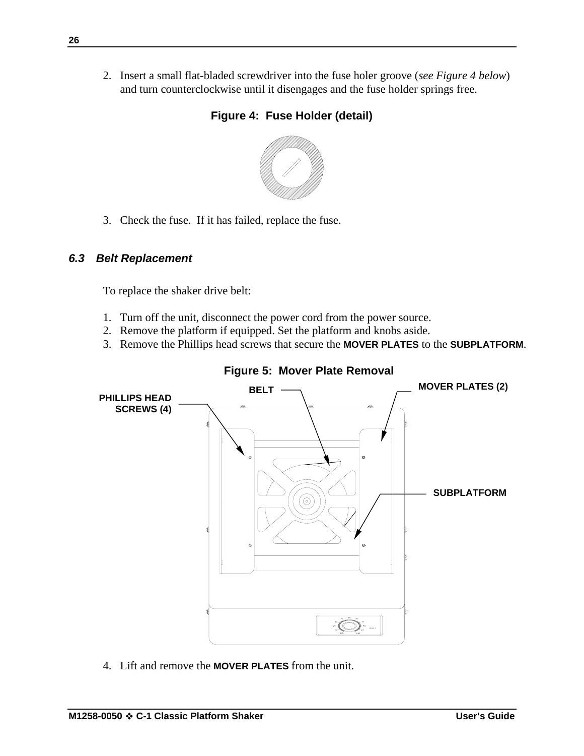2. Insert a small flat-bladed screwdriver into the fuse holer groove (*see Figure 4 below*) and turn counterclockwise until it disengages and the fuse holder springs free.

**Figure 4: Fuse Holder (detail)**

3. Check the fuse. If it has failed, replace the fuse.

### *6.3 Belt Replacement*

To replace the shaker drive belt:

1. Turn off the unit, disconnect the power cord from the power source.
2. Remove the platform if equipped. Set the platform and knobs aside.
3. Remove the Phillips head screws that secure the **MOVER PLATES** to the **SUBPLATFORM**.

**Figure 5: Mover Plate Removal**

PHILLIPS HEAD SCREWS (4)

BELT

MOVER PLATES (2)

SUBPLATFORM

4. Lift and remove the **MOVER PLATES** from the unit.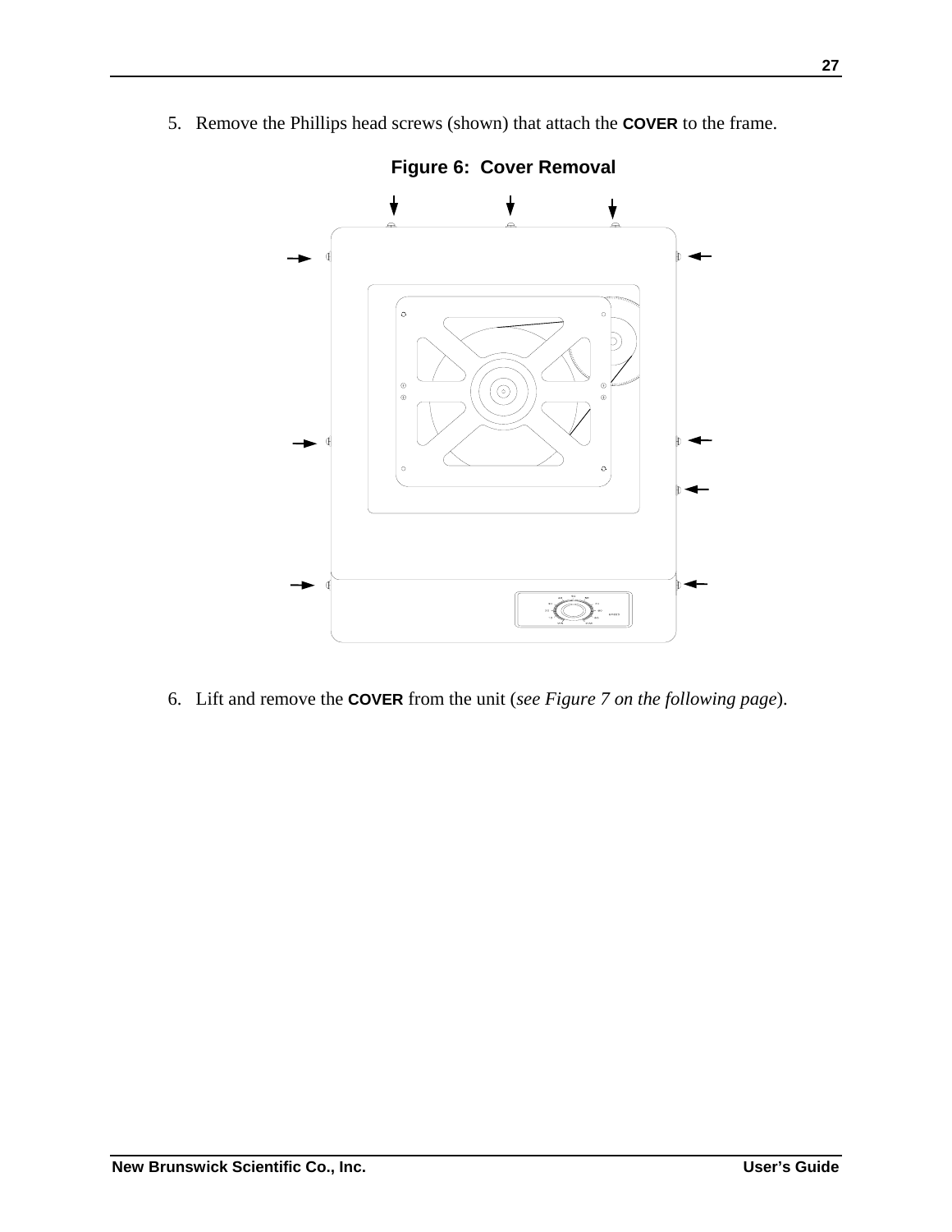5. Remove the Phillips head screws (shown) that attach the **COVER** to the frame.

**Figure 6: Cover Removal**

6. Lift and remove the **COVER** from the unit (*see Figure 7 on the following page*).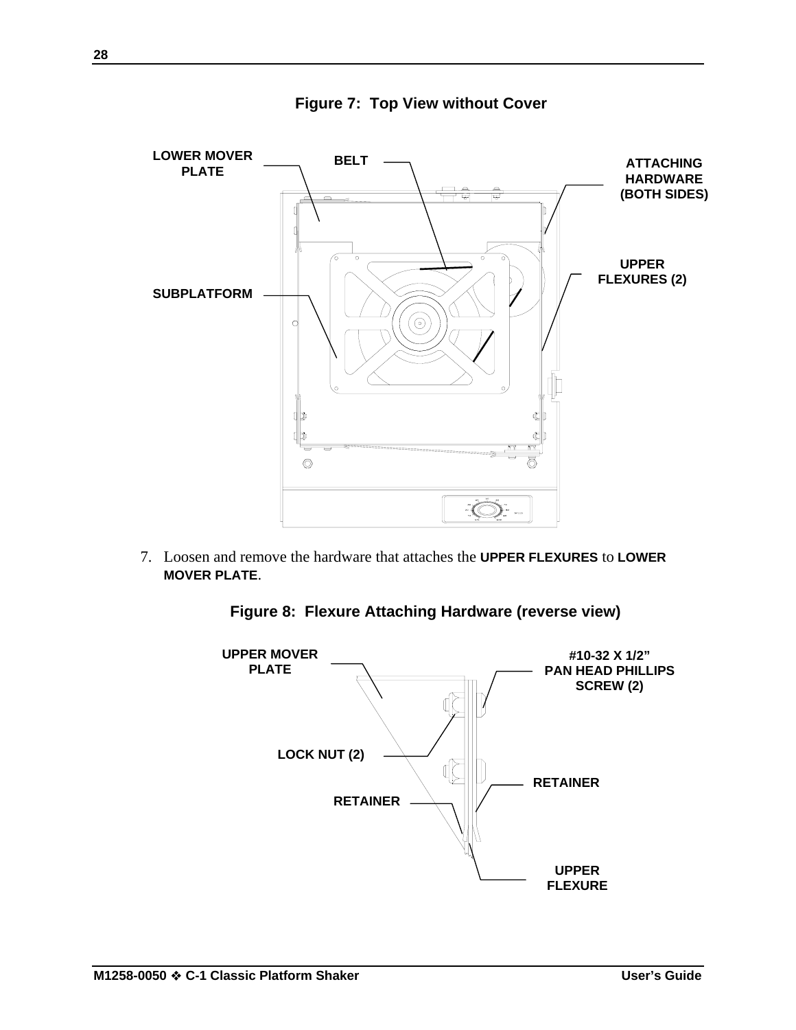**Figure 7: Top View without Cover**

LOWER MOVER PLATE

BELT

ATTACHING HARDWARE (BOTH SIDES)

UPPER FLEXURES (2)

SUBPLATFORM

7. Loosen and remove the hardware that attaches the **UPPER FLEXURES** to **LOWER MOVER PLATE**.

**Figure 8: Flexure Attaching Hardware (reverse view)**

UPPER MOVER PLATE

#10-32 X 1/2" PAN HEAD PHILLIPS SCREW (2)

LOCK NUT (2)

RETAINER

RETAINER

UPPER FLEXURE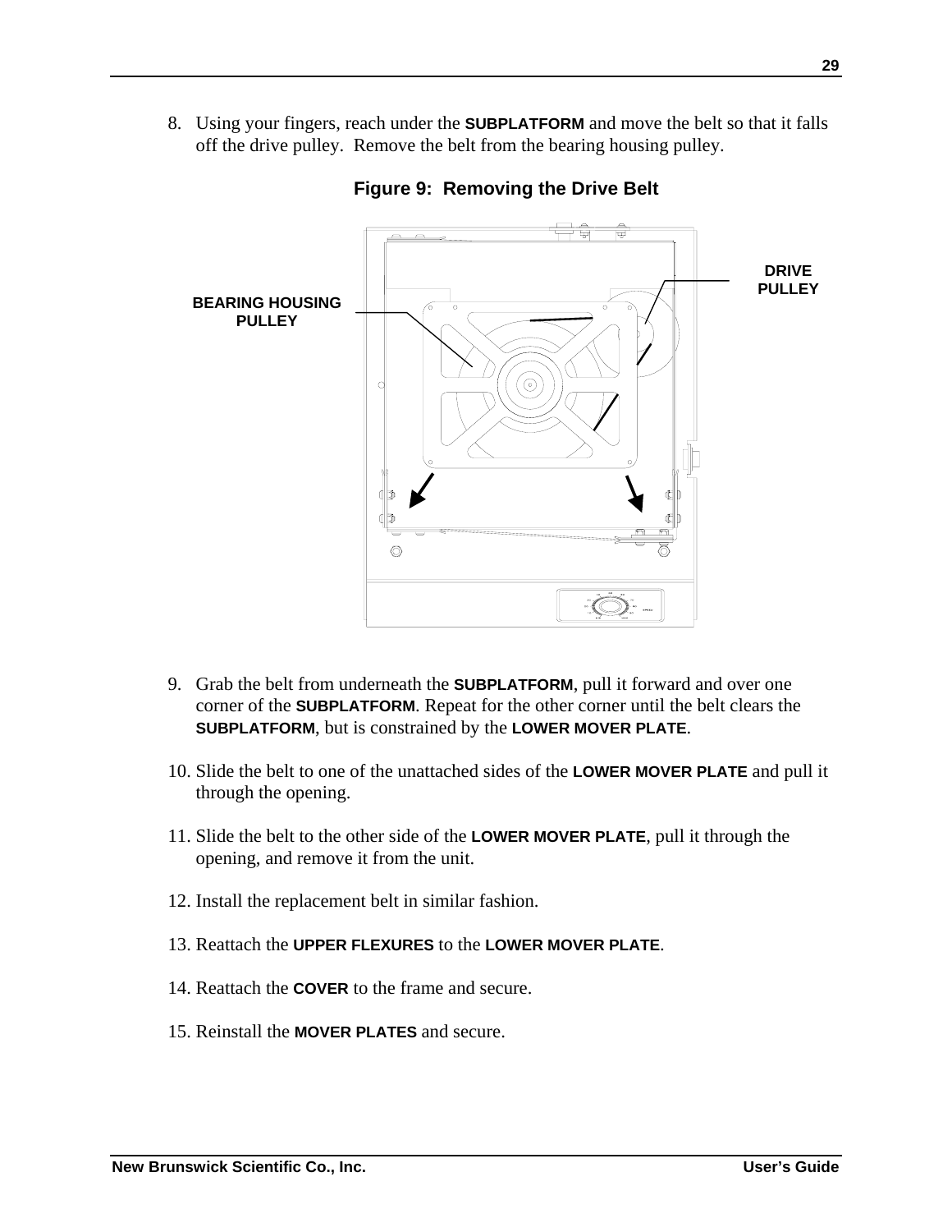8. Using your fingers, reach under the **SUBPLATFORM** and move the belt so that it falls off the drive pulley. Remove the belt from the bearing housing pulley.

**Figure 9: Removing the Drive Belt**

9. Grab the belt from underneath the **SUBPLATFORM**, pull it forward and over one corner of the **SUBPLATFORM**. Repeat for the other corner until the belt clears the **SUBPLATFORM**, but is constrained by the **LOWER MOVER PLATE**.

10. Slide the belt to one of the unattached sides of the **LOWER MOVER PLATE** and pull it through the opening.

11. Slide the belt to the other side of the **LOWER MOVER PLATE**, pull it through the opening, and remove it from the unit.

12. Install the replacement belt in similar fashion.

13. Reattach the **UPPER FLEXURES** to the **LOWER MOVER PLATE**.

14. Reattach the **COVER** to the frame and secure.

15. Reinstall the **MOVER PLATES** and secure.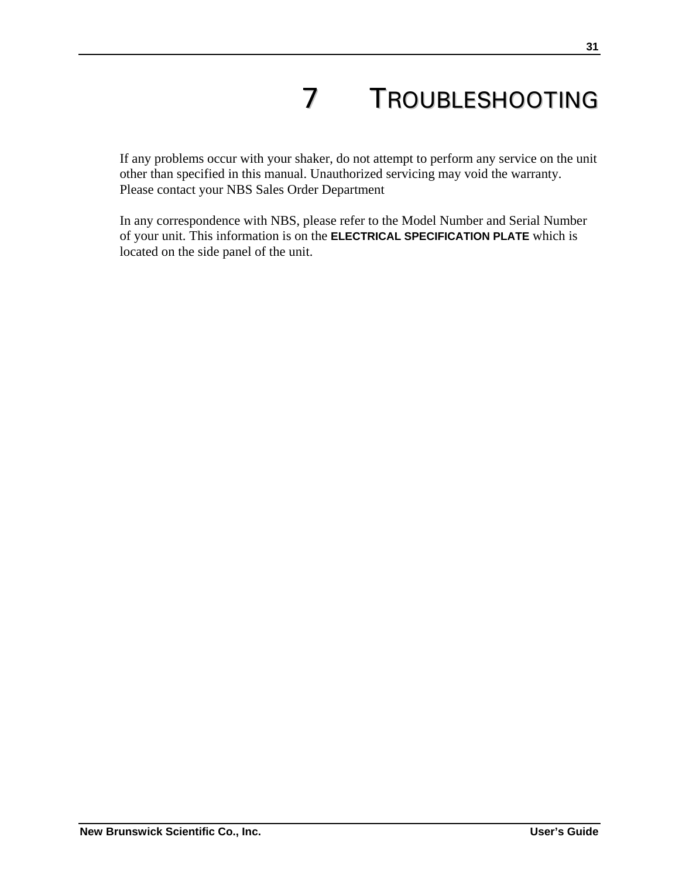# 7 TROUBLESHOOTING

If any problems occur with your shaker, do not attempt to perform any service on the unit other than specified in this manual. Unauthorized servicing may void the warranty. Please contact your NBS Sales Order Department

In any correspondence with NBS, please refer to the Model Number and Serial Number of your unit. This information is on the **ELECTRICAL SPECIFICATION PLATE** which is located on the side panel of the unit.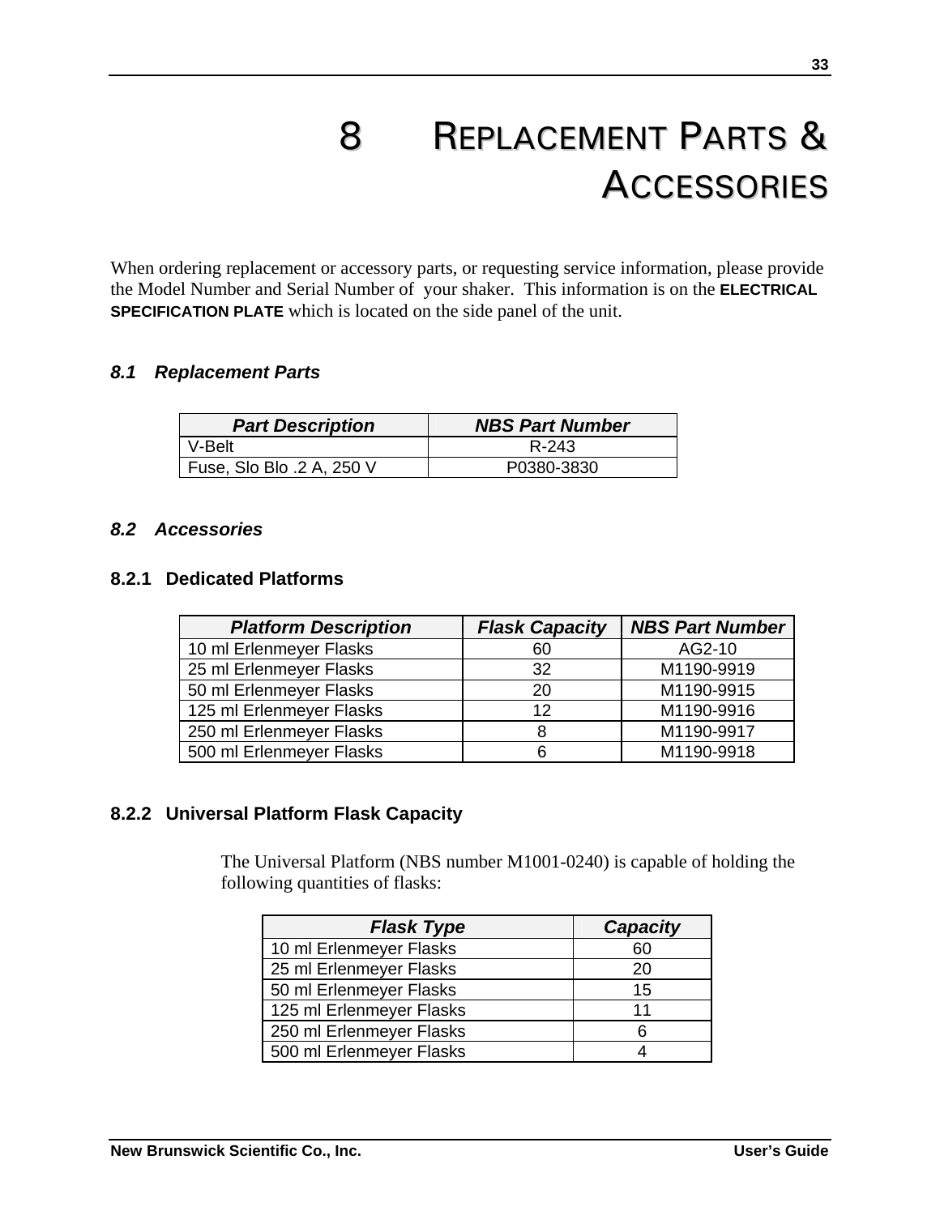# 8 REPLACEMENT PARTS & ACCESSORIES

When ordering replacement or accessory parts, or requesting service information, please provide the Model Number and Serial Number of your shaker. This information is on the **ELECTRICAL SPECIFICATION PLATE** which is located on the side panel of the unit.

## 8.1 Replacement Parts

| Part Description | NBS Part Number |
|---|---|
| V-Belt | R-243 |
| Fuse, Slo Blo .2 A, 250 V | P0380-3830 |

## 8.2 Accessories

### 8.2.1 Dedicated Platforms

| Platform Description | Flask Capacity | NBS Part Number |
|---|---|---|
| 10 ml Erlenmeyer Flasks | 60 | AG2-10 |
| 25 ml Erlenmeyer Flasks | 32 | M1190-9919 |
| 50 ml Erlenmeyer Flasks | 20 | M1190-9915 |
| 125 ml Erlenmeyer Flasks | 12 | M1190-9916 |
| 250 ml Erlenmeyer Flasks | 8 | M1190-9917 |
| 500 ml Erlenmeyer Flasks | 6 | M1190-9918 |

### 8.2.2 Universal Platform Flask Capacity

The Universal Platform (NBS number M1001-0240) is capable of holding the following quantities of flasks:

| Flask Type | Capacity |
|---|---|
| 10 ml Erlenmeyer Flasks | 60 |
| 25 ml Erlenmeyer Flasks | 20 |
| 50 ml Erlenmeyer Flasks | 15 |
| 125 ml Erlenmeyer Flasks | 11 |
| 250 ml Erlenmeyer Flasks | 6 |
| 500 ml Erlenmeyer Flasks | 4 |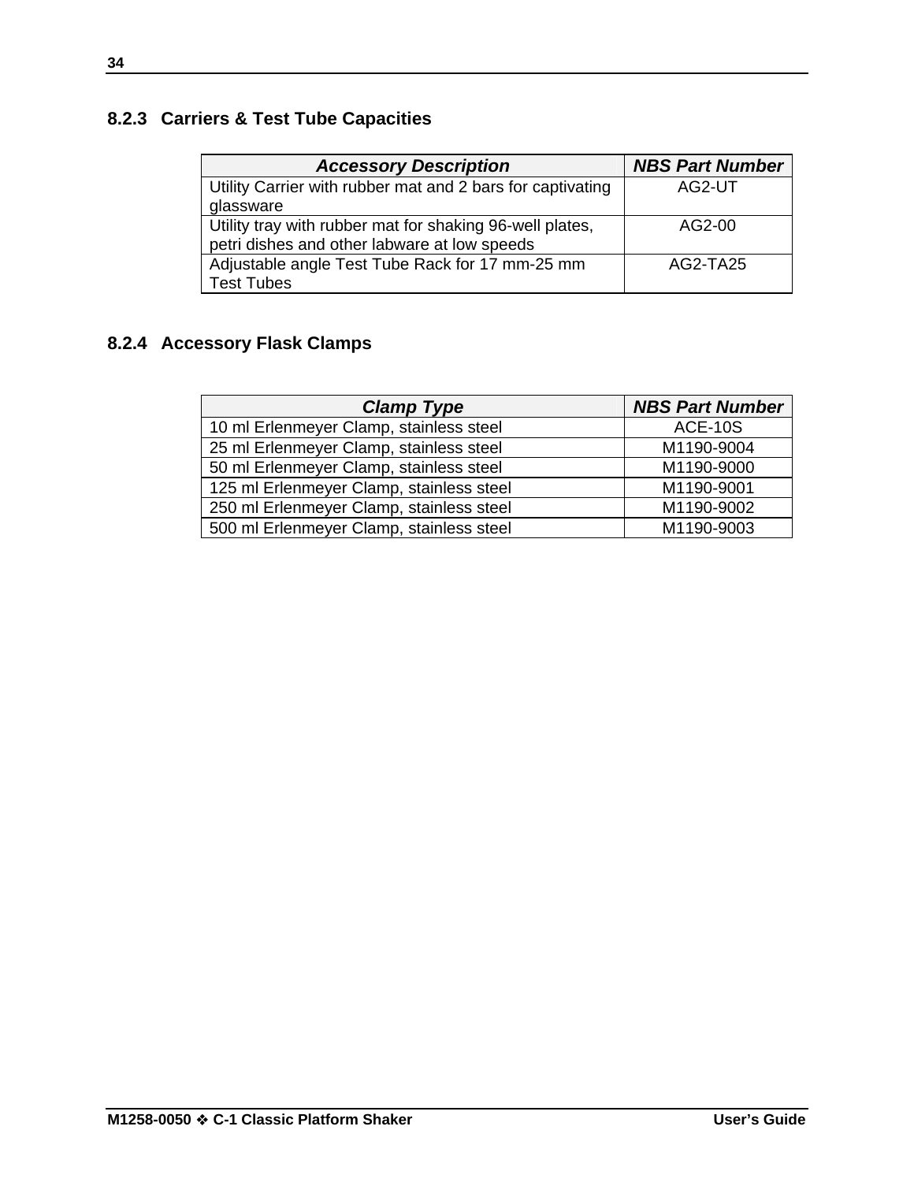### 8.2.3 Carriers & Test Tube Capacities

| *Accessory Description* | *NBS Part Number* |
|---|---|
| Utility Carrier with rubber mat and 2 bars for captivating glassware | AG2-UT |
| Utility tray with rubber mat for shaking 96-well plates, petri dishes and other labware at low speeds | AG2-00 |
| Adjustable angle Test Tube Rack for 17 mm-25 mm Test Tubes | AG2-TA25 |

### 8.2.4 Accessory Flask Clamps

| *Clamp Type* | *NBS Part Number* |
|---|---|
| 10 ml Erlenmeyer Clamp, stainless steel | ACE-10S |
| 25 ml Erlenmeyer Clamp, stainless steel | M1190-9004 |
| 50 ml Erlenmeyer Clamp, stainless steel | M1190-9000 |
| 125 ml Erlenmeyer Clamp, stainless steel | M1190-9001 |
| 250 ml Erlenmeyer Clamp, stainless steel | M1190-9002 |
| 500 ml Erlenmeyer Clamp, stainless steel | M1190-9003 |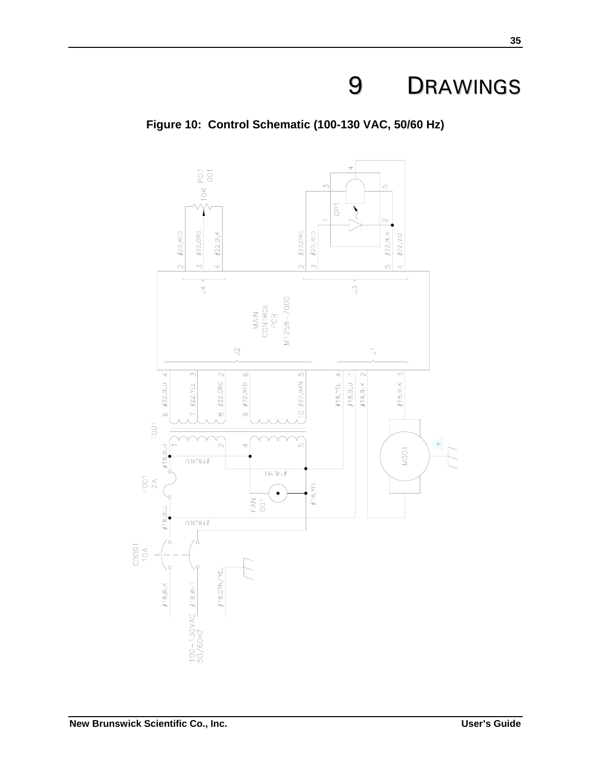# 9 DRAWINGS

**Figure 10: Control Schematic (100-130 VAC, 50/60 Hz)**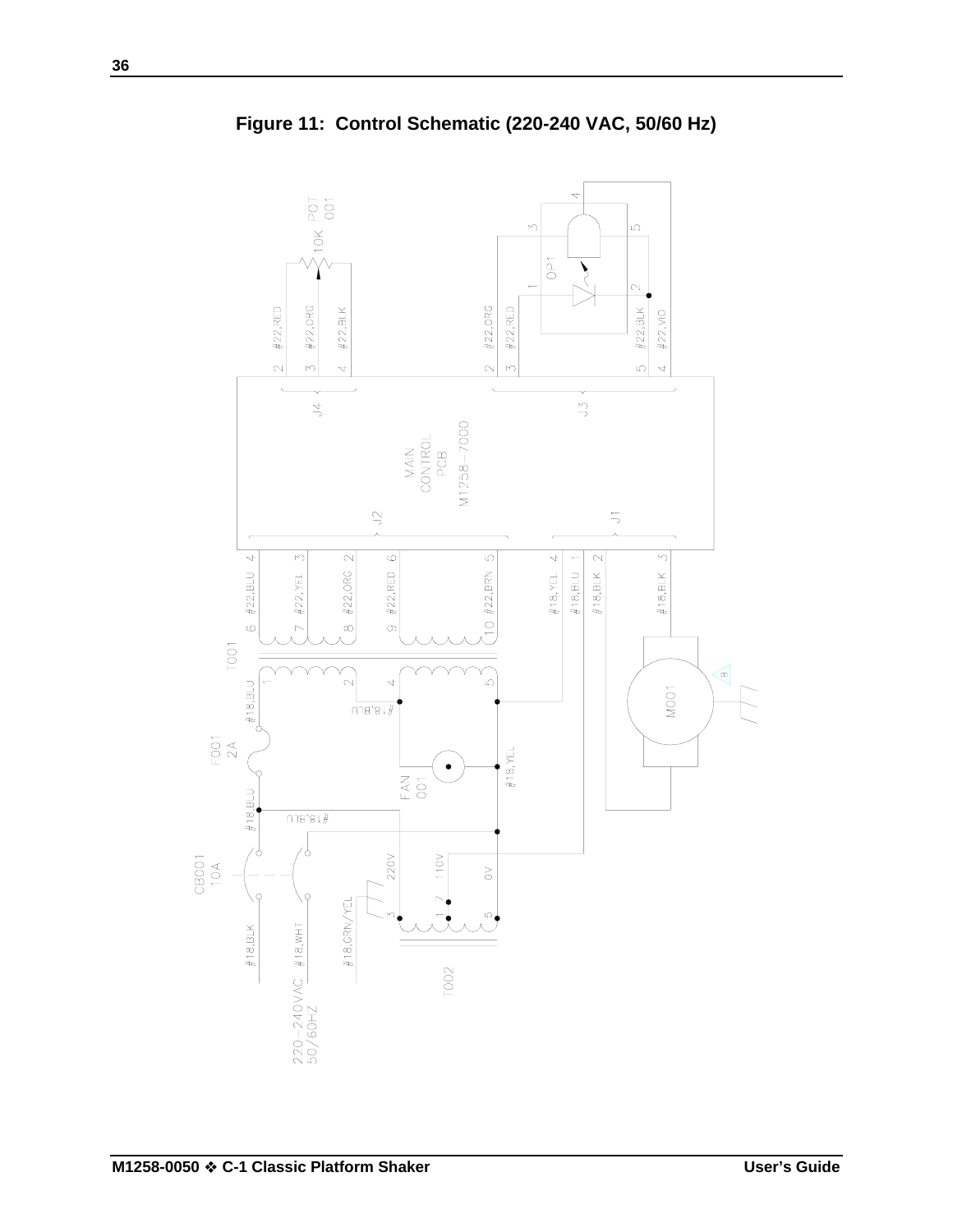**Figure 11: Control Schematic (220-240 VAC, 50/60 Hz)**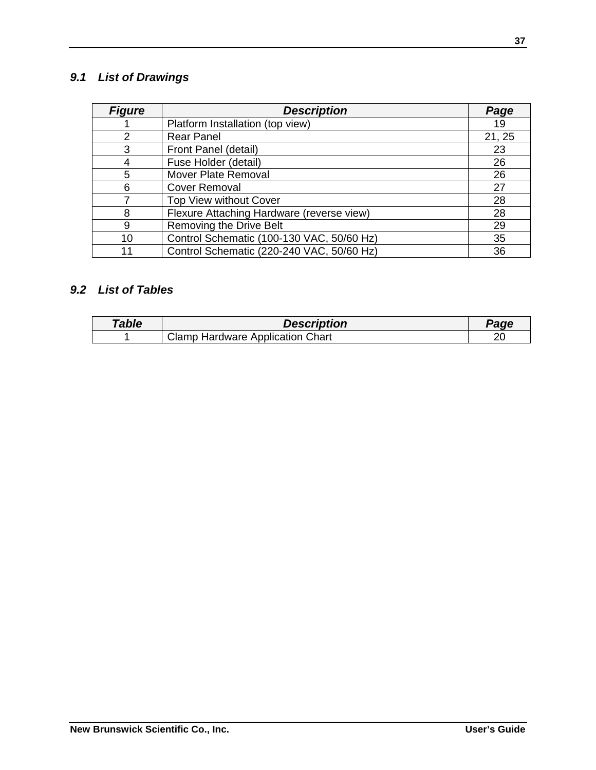## *9.1 List of Drawings*

| *Figure* | *Description* | *Page* |
|---|---|---|
| 1 | Platform Installation (top view) | 19 |
| 2 | Rear Panel | 21, 25 |
| 3 | Front Panel (detail) | 23 |
| 4 | Fuse Holder (detail) | 26 |
| 5 | Mover Plate Removal | 26 |
| 6 | Cover Removal | 27 |
| 7 | Top View without Cover | 28 |
| 8 | Flexure Attaching Hardware (reverse view) | 28 |
| 9 | Removing the Drive Belt | 29 |
| 10 | Control Schematic (100-130 VAC, 50/60 Hz) | 35 |
| 11 | Control Schematic (220-240 VAC, 50/60 Hz) | 36 |

## *9.2 List of Tables*

| *Table* | *Description* | *Page* |
|---|---|---|
| 1 | Clamp Hardware Application Chart | 20 |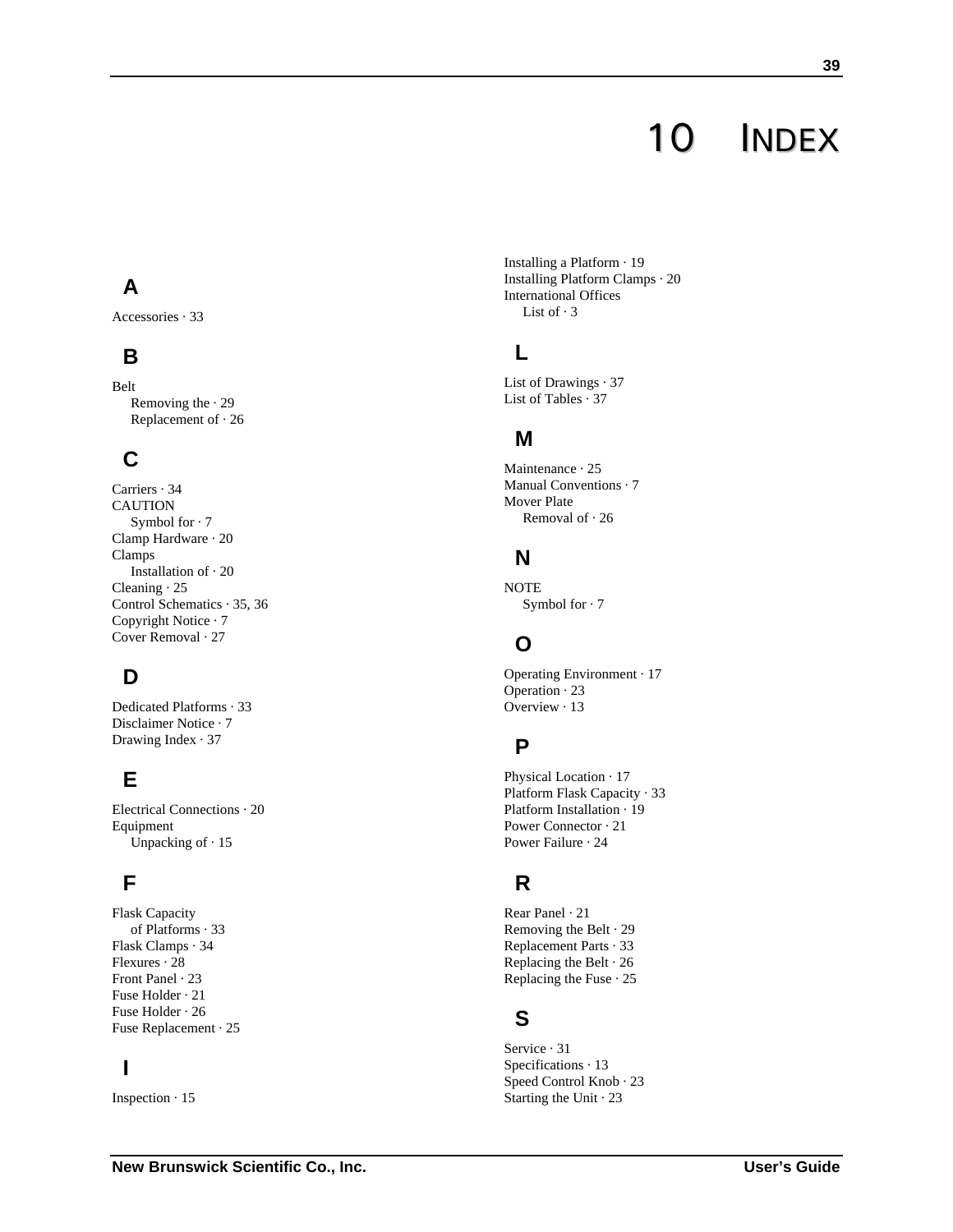# 10 INDEX

## A

Accessories · 33

## B

Belt
- Removing the · 29
- Replacement of · 26

## C

Carriers · 34
CAUTION
- Symbol for · 7

Clamp Hardware · 20
Clamps
- Installation of · 20

Cleaning · 25
Control Schematics · 35, 36
Copyright Notice · 7
Cover Removal · 27

## D

Dedicated Platforms · 33
Disclaimer Notice · 7
Drawing Index · 37

## E

Electrical Connections · 20
Equipment
- Unpacking of · 15

## F

Flask Capacity
- of Platforms · 33

Flask Clamps · 34
Flexures · 28
Front Panel · 23
Fuse Holder · 21
Fuse Holder · 26
Fuse Replacement · 25

## I

Inspection · 15
Installing a Platform · 19
Installing Platform Clamps · 20
International Offices
- List of · 3

## L

List of Drawings · 37
List of Tables · 37

## M

Maintenance · 25
Manual Conventions · 7
Mover Plate
- Removal of · 26

## N

NOTE
- Symbol for · 7

## O

Operating Environment · 17
Operation · 23
Overview · 13

## P

Physical Location · 17
Platform Flask Capacity · 33
Platform Installation · 19
Power Connector · 21
Power Failure · 24

## R

Rear Panel · 21
Removing the Belt · 29
Replacement Parts · 33
Replacing the Belt · 26
Replacing the Fuse · 25

## S

Service · 31
Specifications · 13
Speed Control Knob · 23
Starting the Unit · 23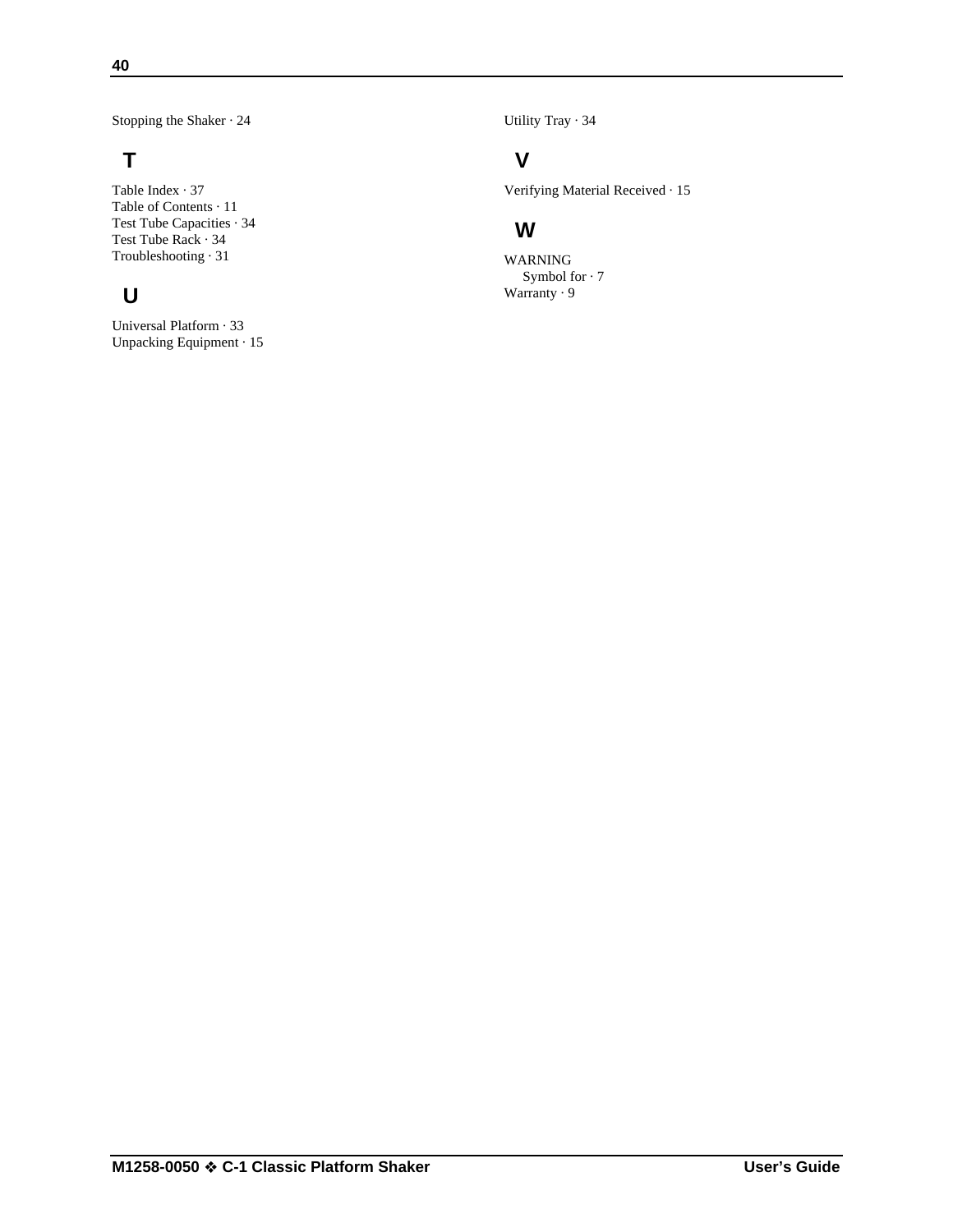Stopping the Shaker · 24

## T

Table Index · 37
Table of Contents · 11
Test Tube Capacities · 34
Test Tube Rack · 34
Troubleshooting · 31

## U

Universal Platform · 33
Unpacking Equipment · 15
Utility Tray · 34

## V

Verifying Material Received · 15

## W

WARNING
  Symbol for · 7
Warranty · 9